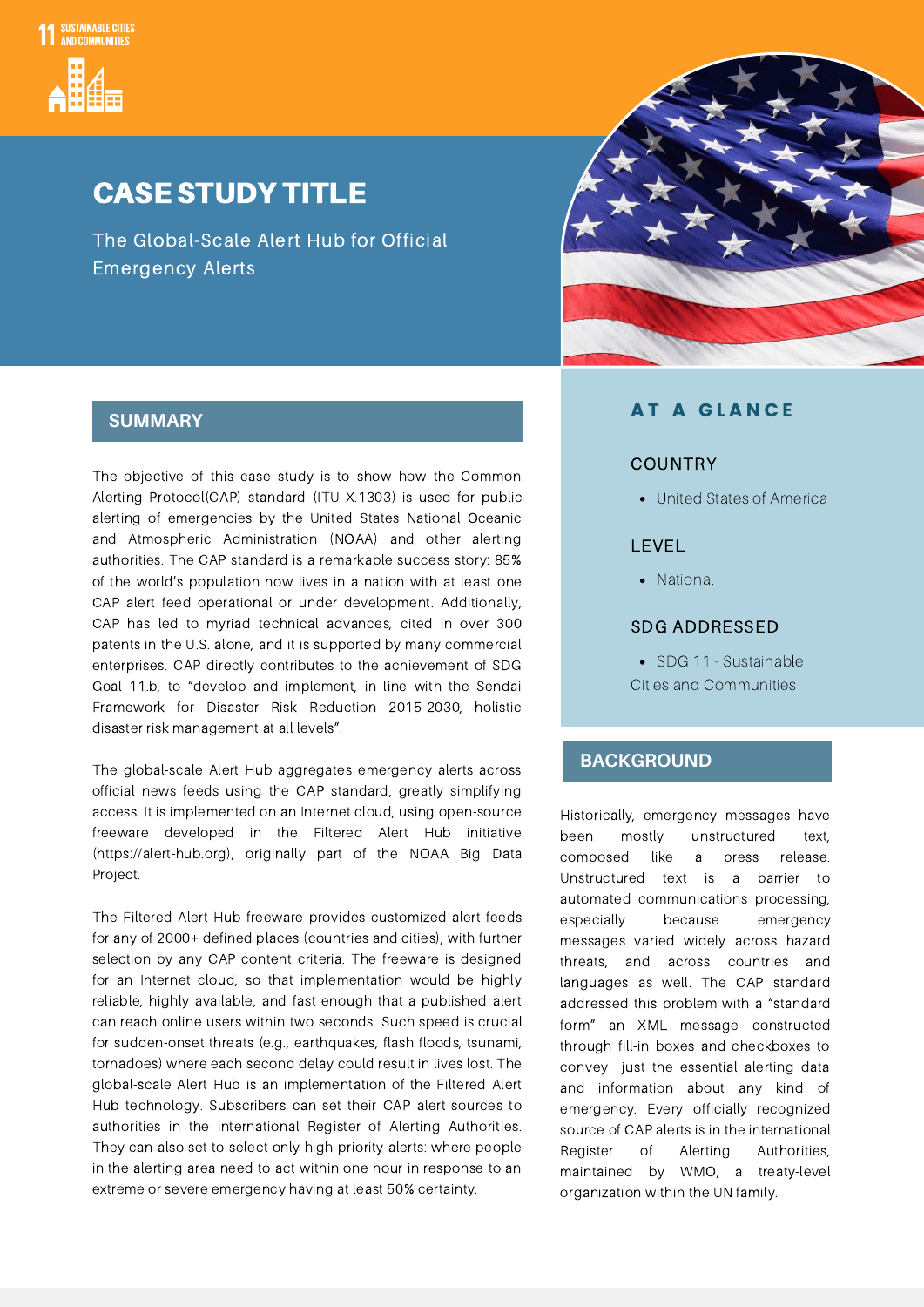11 SUSTAINABLE CITIES AND COMMUNITIES

# CASE STUDY TITLE

The Global-Scale Alert Hub for Official Emergency Alerts

## SUMMARY

The objective of this case study is to show how the Common Alerting Protocol(CAP) standard (ITU X.1303) is used for public alerting of emergencies by the United States National Oceanic and Atmospheric Administration (NOAA) and other alerting authorities. The CAP standard is a remarkable success story: 85% of the world's population now lives in a nation with at least one CAP alert feed operational or under development. Additionally, CAP has led to myriad technical advances, cited in over 300 patents in the U.S. alone, and it is supported by many commercial enterprises. CAP directly contributes to the achievement of SDG Goal 11.b, to "develop and implement, in line with the Sendai Framework for Disaster Risk Reduction 2015-2030, holistic disaster risk management at all levels".

The global-scale Alert Hub aggregates emergency alerts across official news feeds using the CAP standard, greatly simplifying access. It is implemented on an Internet cloud, using open-source freeware developed in the Filtered Alert Hub initiative (https://alert-hub.org), originally part of the NOAA Big Data Project.

The Filtered Alert Hub freeware provides customized alert feeds for any of 2000+ defined places (countries and cities), with further selection by any CAP content criteria. The freeware is designed for an Internet cloud, so that implementation would be highly reliable, highly available, and fast enough that a published alert can reach online users within two seconds. Such speed is crucial for sudden-onset threats (e.g., earthquakes, flash floods, tsunami, tornadoes) where each second delay could result in lives lost. The global-scale Alert Hub is an implementation of the Filtered Alert Hub technology. Subscribers can set their CAP alert sources to authorities in the international Register of Alerting Authorities. They can also set to select only high-priority alerts: where people in the alerting area need to act within one hour in response to an extreme or severe emergency having at least 50% certainty.

## AT A GLANCE

### COUNTRY

- United States of America

### LEVEL

- National

### SDG ADDRESSED

- SDG 11 - Sustainable Cities and Communities

## BACKGROUND

Historically, emergency messages have been mostly unstructured text, composed like a press release. Unstructured text is a barrier to automated communications processing, especially because emergency messages varied widely across hazard threats, and across countries and languages as well. The CAP standard addressed this problem with a "standard form" an XML message constructed through fill-in boxes and checkboxes to convey just the essential alerting data and information about any kind of emergency. Every officially recognized source of CAP alerts is in the international Register of Alerting Authorities, maintained by WMO, a treaty-level organization within the UN family.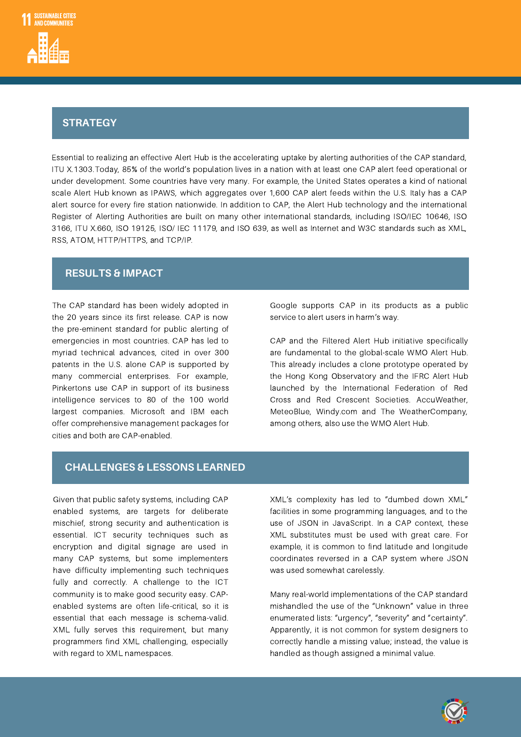## STRATEGY

Essential to realizing an effective Alert Hub is the accelerating uptake by alerting authorities of the CAP standard, ITU X.1303.Today, 85% of the world's population lives in a nation with at least one CAP alert feed operational or under development. Some countries have very many. For example, the United States operates a kind of national scale Alert Hub known as IPAWS, which aggregates over 1,600 CAP alert feeds within the U.S. Italy has a CAP alert source for every fire station nationwide. In addition to CAP, the Alert Hub technology and the international Register of Alerting Authorities are built on many other international standards, including ISO/IEC 10646, ISO 3166, ITU X.660, ISO 19125, ISO/ IEC 11179, and ISO 639, as well as Internet and W3C standards such as XML, RSS, ATOM, HTTP/HTTPS, and TCP/IP.

## RESULTS & IMPACT

The CAP standard has been widely adopted in the 20 years since its first release. CAP is now the pre-eminent standard for public alerting of emergencies in most countries. CAP has led to myriad technical advances, cited in over 300 patents in the U.S. alone CAP is supported by many commercial enterprises. For example, Pinkertons use CAP in support of its business intelligence services to 80 of the 100 world largest companies. Microsoft and IBM each offer comprehensive management packages for cities and both are CAP-enabled.

Google supports CAP in its products as a public service to alert users in harm's way.

CAP and the Filtered Alert Hub initiative specifically are fundamental to the global-scale WMO Alert Hub. This already includes a clone prototype operated by the Hong Kong Observatory and the IFRC Alert Hub launched by the International Federation of Red Cross and Red Crescent Societies. AccuWeather, MeteoBlue, Windy.com and The WeatherCompany, among others, also use the WMO Alert Hub.

## CHALLENGES & LESSONS LEARNED

Given that public safety systems, including CAP enabled systems, are targets for deliberate mischief, strong security and authentication is essential. ICT security techniques such as encryption and digital signage are used in many CAP systems, but some implementers have difficulty implementing such techniques fully and correctly. A challenge to the ICT community is to make good security easy. CAP-enabled systems are often life-critical, so it is essential that each message is schema-valid. XML fully serves this requirement, but many programmers find XML challenging, especially with regard to XML namespaces.

XML's complexity has led to "dumbed down XML" facilities in some programming languages, and to the use of JSON in JavaScript. In a CAP context, these XML substitutes must be used with great care. For example, it is common to find latitude and longitude coordinates reversed in a CAP system where JSON was used somewhat carelessly.

Many real-world implementations of the CAP standard mishandled the use of the "Unknown" value in three enumerated lists: "urgency", "severity" and "certainty". Apparently, it is not common for system designers to correctly handle a missing value; instead, the value is handled as though assigned a minimal value.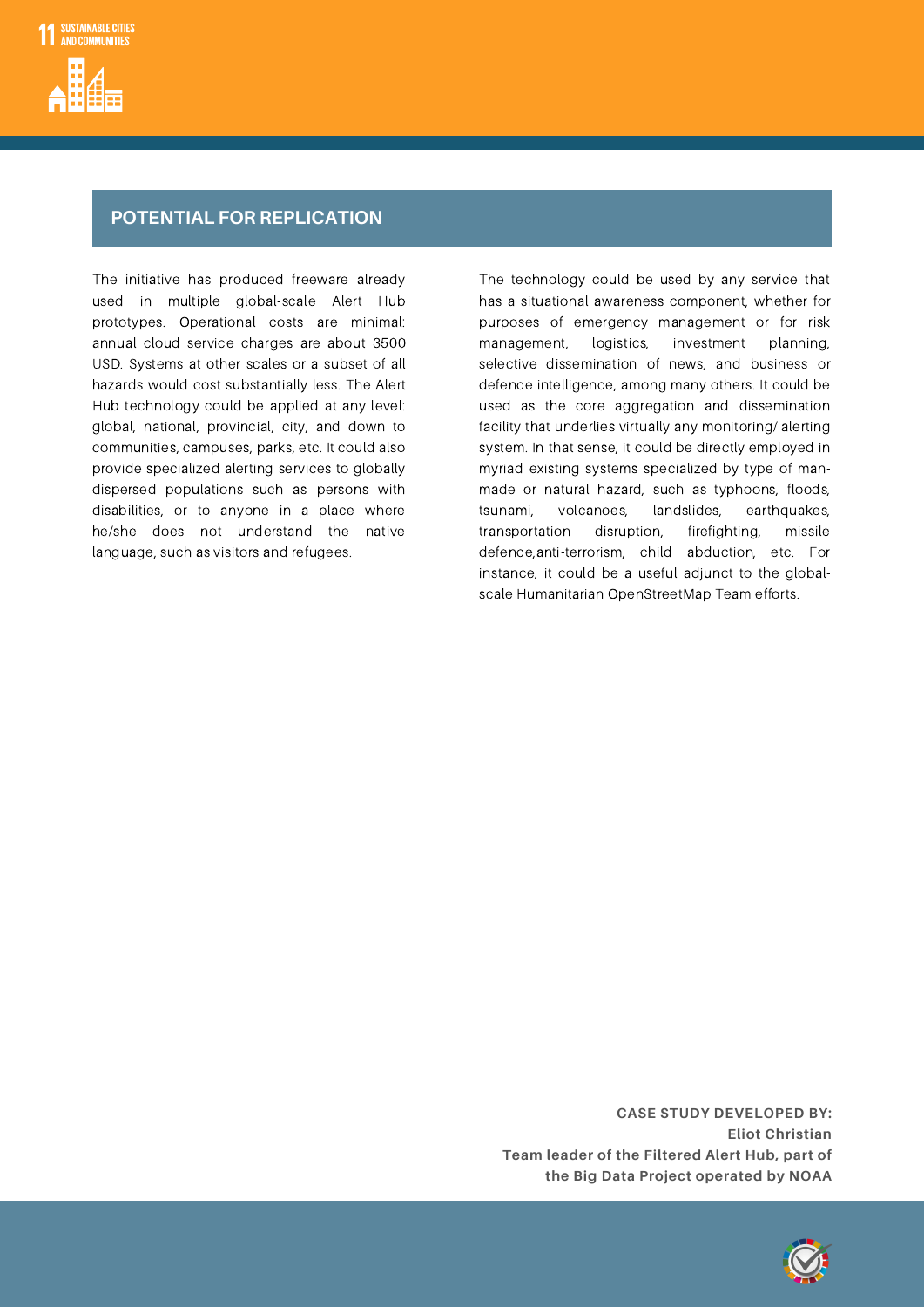## POTENTIAL FOR REPLICATION

The initiative has produced freeware already used in multiple global-scale Alert Hub prototypes. Operational costs are minimal: annual cloud service charges are about 3500 USD. Systems at other scales or a subset of all hazards would cost substantially less. The Alert Hub technology could be applied at any level: global, national, provincial, city, and down to communities, campuses, parks, etc. It could also provide specialized alerting services to globally dispersed populations such as persons with disabilities, or to anyone in a place where he/she does not understand the native language, such as visitors and refugees.

The technology could be used by any service that has a situational awareness component, whether for purposes of emergency management or for risk management, logistics, investment planning, selective dissemination of news, and business or defence intelligence, among many others. It could be used as the core aggregation and dissemination facility that underlies virtually any monitoring/ alerting system. In that sense, it could be directly employed in myriad existing systems specialized by type of man-made or natural hazard, such as typhoons, floods, tsunami, volcanoes, landslides, earthquakes, transportation disruption, firefighting, missile defence,anti-terrorism, child abduction, etc. For instance, it could be a useful adjunct to the global-scale Humanitarian OpenStreetMap Team efforts.

**CASE STUDY DEVELOPED BY:**
**Eliot Christian**
**Team leader of the Filtered Alert Hub, part of the Big Data Project operated by NOAA**